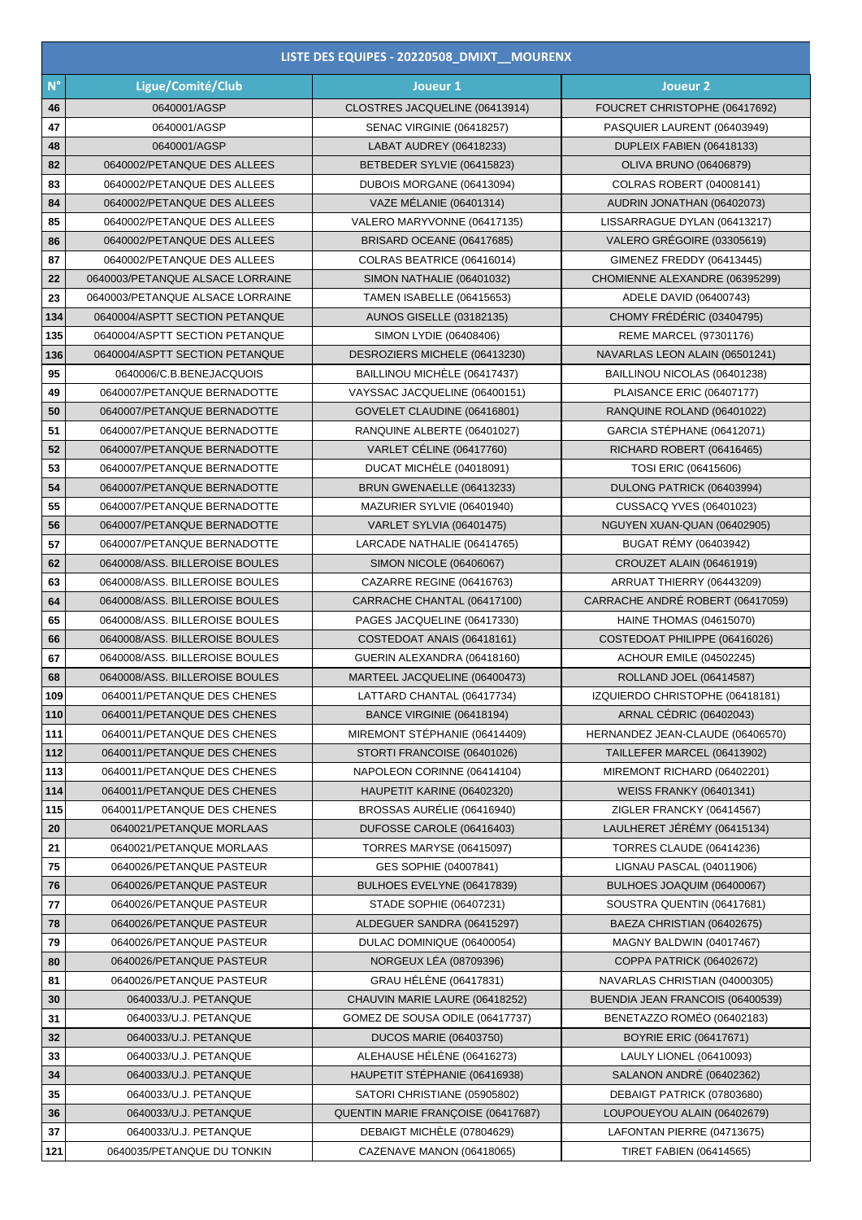| LISTE DES EQUIPES - 20220508_DMIXT__MOURENX | | | |
|---|---|---|---|
| **N°** | **Ligue/Comité/Club** | **Joueur 1** | **Joueur 2** |
| 46 | 0640001/AGSP | CLOSTRES JACQUELINE (06413914) | FOUCRET CHRISTOPHE (06417692) |
| 47 | 0640001/AGSP | SENAC VIRGINIE (06418257) | PASQUIER LAURENT (06403949) |
| 48 | 0640001/AGSP | LABAT AUDREY (06418233) | DUPLEIX FABIEN (06418133) |
| 82 | 0640002/PETANQUE DES ALLEES | BETBEDER SYLVIE (06415823) | OLIVA BRUNO (06406879) |
| 83 | 0640002/PETANQUE DES ALLEES | DUBOIS MORGANE (06413094) | COLRAS ROBERT (04008141) |
| 84 | 0640002/PETANQUE DES ALLEES | VAZE MÉLANIE (06401314) | AUDRIN JONATHAN (06402073) |
| 85 | 0640002/PETANQUE DES ALLEES | VALERO MARYVONNE (06417135) | LISSARRAGUE DYLAN (06413217) |
| 86 | 0640002/PETANQUE DES ALLEES | BRISARD OCEANE (06417685) | VALERO GRÉGOIRE (03305619) |
| 87 | 0640002/PETANQUE DES ALLEES | COLRAS BEATRICE (06416014) | GIMENEZ FREDDY (06413445) |
| 22 | 0640003/PETANQUE ALSACE LORRAINE | SIMON NATHALIE (06401032) | CHOMIENNE ALEXANDRE (06395299) |
| 23 | 0640003/PETANQUE ALSACE LORRAINE | TAMEN ISABELLE (06415653) | ADELE DAVID (06400743) |
| 134 | 0640004/ASPTT SECTION PETANQUE | AUNOS GISELLE (03182135) | CHOMY FRÉDÉRIC (03404795) |
| 135 | 0640004/ASPTT SECTION PETANQUE | SIMON LYDIE (06408406) | REME MARCEL (97301176) |
| 136 | 0640004/ASPTT SECTION PETANQUE | DESROZIERS MICHELE (06413230) | NAVARLAS LEON ALAIN (06501241) |
| 95 | 0640006/C.B.BENEJACQUOIS | BAILLINOU MICHÈLE (06417437) | BAILLINOU NICOLAS (06401238) |
| 49 | 0640007/PETANQUE BERNADOTTE | VAYSSAC JACQUELINE (06400151) | PLAISANCE ERIC (06407177) |
| 50 | 0640007/PETANQUE BERNADOTTE | GOVELET CLAUDINE (06416801) | RANQUINE ROLAND (06401022) |
| 51 | 0640007/PETANQUE BERNADOTTE | RANQUINE ALBERTE (06401027) | GARCIA STÉPHANE (06412071) |
| 52 | 0640007/PETANQUE BERNADOTTE | VARLET CÉLINE (06417760) | RICHARD ROBERT (06416465) |
| 53 | 0640007/PETANQUE BERNADOTTE | DUCAT MICHÈLE (04018091) | TOSI ERIC (06415606) |
| 54 | 0640007/PETANQUE BERNADOTTE | BRUN GWENAELLE (06413233) | DULONG PATRICK (06403994) |
| 55 | 0640007/PETANQUE BERNADOTTE | MAZURIER SYLVIE (06401940) | CUSSACQ YVES (06401023) |
| 56 | 0640007/PETANQUE BERNADOTTE | VARLET SYLVIA (06401475) | NGUYEN XUAN-QUAN (06402905) |
| 57 | 0640007/PETANQUE BERNADOTTE | LARCADE NATHALIE (06414765) | BUGAT RÉMY (06403942) |
| 62 | 0640008/ASS. BILLEROISE BOULES | SIMON NICOLE (06406067) | CROUZET ALAIN (06461919) |
| 63 | 0640008/ASS. BILLEROISE BOULES | CAZARRE REGINE (06416763) | ARRUAT THIERRY (06443209) |
| 64 | 0640008/ASS. BILLEROISE BOULES | CARRACHE CHANTAL (06417100) | CARRACHE ANDRÉ ROBERT (06417059) |
| 65 | 0640008/ASS. BILLEROISE BOULES | PAGES JACQUELINE (06417330) | HAINE THOMAS (04615070) |
| 66 | 0640008/ASS. BILLEROISE BOULES | COSTEDOAT ANAIS (06418161) | COSTEDOAT PHILIPPE (06416026) |
| 67 | 0640008/ASS. BILLEROISE BOULES | GUERIN ALEXANDRA (06418160) | ACHOUR EMILE (04502245) |
| 68 | 0640008/ASS. BILLEROISE BOULES | MARTEEL JACQUELINE (06400473) | ROLLAND JOEL (06414587) |
| 109 | 0640011/PETANQUE DES CHENES | LATTARD CHANTAL (06417734) | IZQUIERDO CHRISTOPHE (06418181) |
| 110 | 0640011/PETANQUE DES CHENES | BANCE VIRGINIE (06418194) | ARNAL CÉDRIC (06402043) |
| 111 | 0640011/PETANQUE DES CHENES | MIREMONT STÉPHANIE (06414409) | HERNANDEZ JEAN-CLAUDE (06406570) |
| 112 | 0640011/PETANQUE DES CHENES | STORTI FRANCOISE (06401026) | TAILLEFER MARCEL (06413902) |
| 113 | 0640011/PETANQUE DES CHENES | NAPOLEON CORINNE (06414104) | MIREMONT RICHARD (06402201) |
| 114 | 0640011/PETANQUE DES CHENES | HAUPETIT KARINE (06402320) | WEISS FRANKY (06401341) |
| 115 | 0640011/PETANQUE DES CHENES | BROSSAS AURÉLIE (06416940) | ZIGLER FRANCKY (06414567) |
| 20 | 0640021/PETANQUE MORLAAS | DUFOSSE CAROLE (06416403) | LAULHERET JÉRÉMY (06415134) |
| 21 | 0640021/PETANQUE MORLAAS | TORRES MARYSE (06415097) | TORRES CLAUDE (06414236) |
| 75 | 0640026/PETANQUE PASTEUR | GES SOPHIE (04007841) | LIGNAU PASCAL (04011906) |
| 76 | 0640026/PETANQUE PASTEUR | BULHOES EVELYNE (06417839) | BULHOES JOAQUIM (06400067) |
| 77 | 0640026/PETANQUE PASTEUR | STADE SOPHIE (06407231) | SOUSTRA QUENTIN (06417681) |
| 78 | 0640026/PETANQUE PASTEUR | ALDEGUER SANDRA (06415297) | BAEZA CHRISTIAN (06402675) |
| 79 | 0640026/PETANQUE PASTEUR | DULAC DOMINIQUE (06400054) | MAGNY BALDWIN (04017467) |
| 80 | 0640026/PETANQUE PASTEUR | NORGEUX LÉA (08709396) | COPPA PATRICK (06402672) |
| 81 | 0640026/PETANQUE PASTEUR | GRAU HÉLÈNE (06417831) | NAVARLAS CHRISTIAN (04000305) |
| 30 | 0640033/U.J. PETANQUE | CHAUVIN MARIE LAURE (06418252) | BUENDIA JEAN FRANCOIS (06400539) |
| 31 | 0640033/U.J. PETANQUE | GOMEZ DE SOUSA ODILE (06417737) | BENETAZZO ROMÉO (06402183) |
| 32 | 0640033/U.J. PETANQUE | DUCOS MARIE (06403750) | BOYRIE ERIC (06417671) |
| 33 | 0640033/U.J. PETANQUE | ALEHAUSE HÉLÈNE (06416273) | LAULY LIONEL (06410093) |
| 34 | 0640033/U.J. PETANQUE | HAUPETIT STÉPHANIE (06416938) | SALANON ANDRÉ (06402362) |
| 35 | 0640033/U.J. PETANQUE | SATORI CHRISTIANE (05905802) | DEBAIGT PATRICK (07803680) |
| 36 | 0640033/U.J. PETANQUE | QUENTIN MARIE FRANÇOISE (06417687) | LOUPOUEYOU ALAIN (06402679) |
| 37 | 0640033/U.J. PETANQUE | DEBAIGT MICHÈLE (07804629) | LAFONTAN PIERRE (04713675) |
| 121 | 0640035/PETANQUE DU TONKIN | CAZENAVE MANON (06418065) | TIRET FABIEN (06414565) |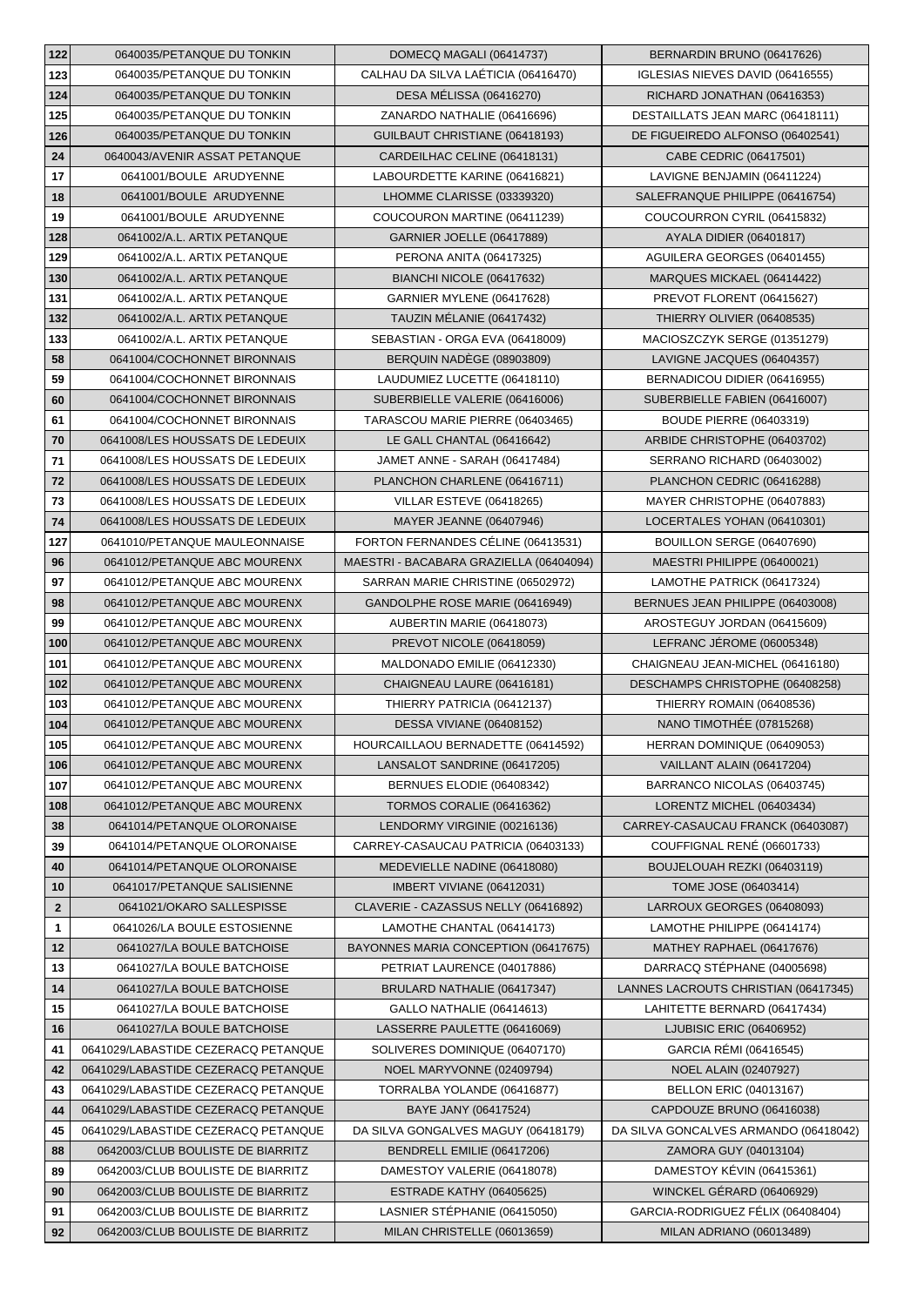| 122 | 0640035/PETANQUE DU TONKIN | DOMECQ MAGALI (06414737) | BERNARDIN BRUNO (06417626) |
|---|---|---|---|
| 123 | 0640035/PETANQUE DU TONKIN | CALHAU DA SILVA LAÉTICIA (06416470) | IGLESIAS NIEVES DAVID (06416555) |
| 124 | 0640035/PETANQUE DU TONKIN | DESA MÉLISSA (06416270) | RICHARD JONATHAN (06416353) |
| 125 | 0640035/PETANQUE DU TONKIN | ZANARDO NATHALIE (06416696) | DESTAILLATS JEAN MARC (06418111) |
| 126 | 0640035/PETANQUE DU TONKIN | GUILBAUT CHRISTIANE (06418193) | DE FIGUEIREDO ALFONSO (06402541) |
| 24 | 0640043/AVENIR ASSAT PETANQUE | CARDEILHAC CELINE (06418131) | CABE CEDRIC (06417501) |
| 17 | 0641001/BOULE ARUDYENNE | LABOURDETTE KARINE (06416821) | LAVIGNE BENJAMIN (06411224) |
| 18 | 0641001/BOULE ARUDYENNE | LHOMME CLARISSE (03339320) | SALEFRANQUE PHILIPPE (06416754) |
| 19 | 0641001/BOULE ARUDYENNE | COUCOURON MARTINE (06411239) | COUCOURRON CYRIL (06415832) |
| 128 | 0641002/A.L. ARTIX PETANQUE | GARNIER JOELLE (06417889) | AYALA DIDIER (06401817) |
| 129 | 0641002/A.L. ARTIX PETANQUE | PERONA ANITA (06417325) | AGUILERA GEORGES (06401455) |
| 130 | 0641002/A.L. ARTIX PETANQUE | BIANCHI NICOLE (06417632) | MARQUES MICKAEL (06414422) |
| 131 | 0641002/A.L. ARTIX PETANQUE | GARNIER MYLENE (06417628) | PREVOT FLORENT (06415627) |
| 132 | 0641002/A.L. ARTIX PETANQUE | TAUZIN MÉLANIE (06417432) | THIERRY OLIVIER (06408535) |
| 133 | 0641002/A.L. ARTIX PETANQUE | SEBASTIAN - ORGA EVA (06418009) | MACIOSZCZYK SERGE (01351279) |
| 58 | 0641004/COCHONNET BIRONNAIS | BERQUIN NADÈGE (08903809) | LAVIGNE JACQUES (06404357) |
| 59 | 0641004/COCHONNET BIRONNAIS | LAUDUMIEZ LUCETTE (06418110) | BERNADICOU DIDIER (06416955) |
| 60 | 0641004/COCHONNET BIRONNAIS | SUBERBIELLE VALERIE (06416006) | SUBERBIELLE FABIEN (06416007) |
| 61 | 0641004/COCHONNET BIRONNAIS | TARASCOU MARIE PIERRE (06403465) | BOUDE PIERRE (06403319) |
| 70 | 0641008/LES HOUSSATS DE LEDEUIX | LE GALL CHANTAL (06416642) | ARBIDE CHRISTOPHE (06403702) |
| 71 | 0641008/LES HOUSSATS DE LEDEUIX | JAMET ANNE - SARAH (06417484) | SERRANO RICHARD (06403002) |
| 72 | 0641008/LES HOUSSATS DE LEDEUIX | PLANCHON CHARLENE (06416711) | PLANCHON CEDRIC (06416288) |
| 73 | 0641008/LES HOUSSATS DE LEDEUIX | VILLAR ESTEVE (06418265) | MAYER CHRISTOPHE (06407883) |
| 74 | 0641008/LES HOUSSATS DE LEDEUIX | MAYER JEANNE (06407946) | LOCERTALES YOHAN (06410301) |
| 127 | 0641010/PETANQUE MAULEONNAISE | FORTON FERNANDES CÉLINE (06413531) | BOUILLON SERGE (06407690) |
| 96 | 0641012/PETANQUE ABC MOURENX | MAESTRI - BACABARA GRAZIELLA (06404094) | MAESTRI PHILIPPE (06400021) |
| 97 | 0641012/PETANQUE ABC MOURENX | SARRAN MARIE CHRISTINE (06502972) | LAMOTHE PATRICK (06417324) |
| 98 | 0641012/PETANQUE ABC MOURENX | GANDOLPHE ROSE MARIE (06416949) | BERNUES JEAN PHILIPPE (06403008) |
| 99 | 0641012/PETANQUE ABC MOURENX | AUBERTIN MARIE (06418073) | AROSTEGUY JORDAN (06415609) |
| 100 | 0641012/PETANQUE ABC MOURENX | PREVOT NICOLE (06418059) | LEFRANC JÉROME (06005348) |
| 101 | 0641012/PETANQUE ABC MOURENX | MALDONADO EMILIE (06412330) | CHAIGNEAU JEAN-MICHEL (06416180) |
| 102 | 0641012/PETANQUE ABC MOURENX | CHAIGNEAU LAURE (06416181) | DESCHAMPS CHRISTOPHE (06408258) |
| 103 | 0641012/PETANQUE ABC MOURENX | THIERRY PATRICIA (06412137) | THIERRY ROMAIN (06408536) |
| 104 | 0641012/PETANQUE ABC MOURENX | DESSA VIVIANE (06408152) | NANO TIMOTHÉE (07815268) |
| 105 | 0641012/PETANQUE ABC MOURENX | HOURCAILLAOU BERNADETTE (06414592) | HERRAN DOMINIQUE (06409053) |
| 106 | 0641012/PETANQUE ABC MOURENX | LANSALOT SANDRINE (06417205) | VAILLANT ALAIN (06417204) |
| 107 | 0641012/PETANQUE ABC MOURENX | BERNUES ELODIE (06408342) | BARRANCO NICOLAS (06403745) |
| 108 | 0641012/PETANQUE ABC MOURENX | TORMOS CORALIE (06416362) | LORENTZ MICHEL (06403434) |
| 38 | 0641014/PETANQUE OLORONAISE | LENDORMY VIRGINIE (00216136) | CARREY-CASAUCAU FRANCK (06403087) |
| 39 | 0641014/PETANQUE OLORONAISE | CARREY-CASAUCAU PATRICIA (06403133) | COUFFIGNAL RENÉ (06601733) |
| 40 | 0641014/PETANQUE OLORONAISE | MEDEVIELLE NADINE (06418080) | BOUJELOUAH REZKI (06403119) |
| 10 | 0641017/PETANQUE SALISIENNE | IMBERT VIVIANE (06412031) | TOME JOSE (06403414) |
| 2 | 0641021/OKARO SALLESPISSE | CLAVERIE - CAZASSUS NELLY (06416892) | LARROUX GEORGES (06408093) |
| 1 | 0641026/LA BOULE ESTOSIENNE | LAMOTHE CHANTAL (06414173) | LAMOTHE PHILIPPE (06414174) |
| 12 | 0641027/LA BOULE BATCHOISE | BAYONNES MARIA CONCEPTION (06417675) | MATHEY RAPHAEL (06417676) |
| 13 | 0641027/LA BOULE BATCHOISE | PETRIAT LAURENCE (04017886) | DARRACQ STÉPHANE (04005698) |
| 14 | 0641027/LA BOULE BATCHOISE | BRULARD NATHALIE (06417347) | LANNES LACROUTS CHRISTIAN (06417345) |
| 15 | 0641027/LA BOULE BATCHOISE | GALLO NATHALIE (06414613) | LAHITETTE BERNARD (06417434) |
| 16 | 0641027/LA BOULE BATCHOISE | LASSERRE PAULETTE (06416069) | LJUBISIC ERIC (06406952) |
| 41 | 0641029/LABASTIDE CEZERACQ PETANQUE | SOLIVERES DOMINIQUE (06407170) | GARCIA RÉMI (06416545) |
| 42 | 0641029/LABASTIDE CEZERACQ PETANQUE | NOEL MARYVONNE (02409794) | NOEL ALAIN (02407927) |
| 43 | 0641029/LABASTIDE CEZERACQ PETANQUE | TORRALBA YOLANDE (06416877) | BELLON ERIC (04013167) |
| 44 | 0641029/LABASTIDE CEZERACQ PETANQUE | BAYE JANY (06417524) | CAPDOUZE BRUNO (06416038) |
| 45 | 0641029/LABASTIDE CEZERACQ PETANQUE | DA SILVA GONGALVES MAGUY (06418179) | DA SILVA GONCALVES ARMANDO (06418042) |
| 88 | 0642003/CLUB BOULISTE DE BIARRITZ | BENDRELL EMILIE (06417206) | ZAMORA GUY (04013104) |
| 89 | 0642003/CLUB BOULISTE DE BIARRITZ | DAMESTOY VALERIE (06418078) | DAMESTOY KÉVIN (06415361) |
| 90 | 0642003/CLUB BOULISTE DE BIARRITZ | ESTRADE KATHY (06405625) | WINCKEL GÉRARD (06406929) |
| 91 | 0642003/CLUB BOULISTE DE BIARRITZ | LASNIER STÉPHANIE (06415050) | GARCIA-RODRIGUEZ FÉLIX (06408404) |
| 92 | 0642003/CLUB BOULISTE DE BIARRITZ | MILAN CHRISTELLE (06013659) | MILAN ADRIANO (06013489) |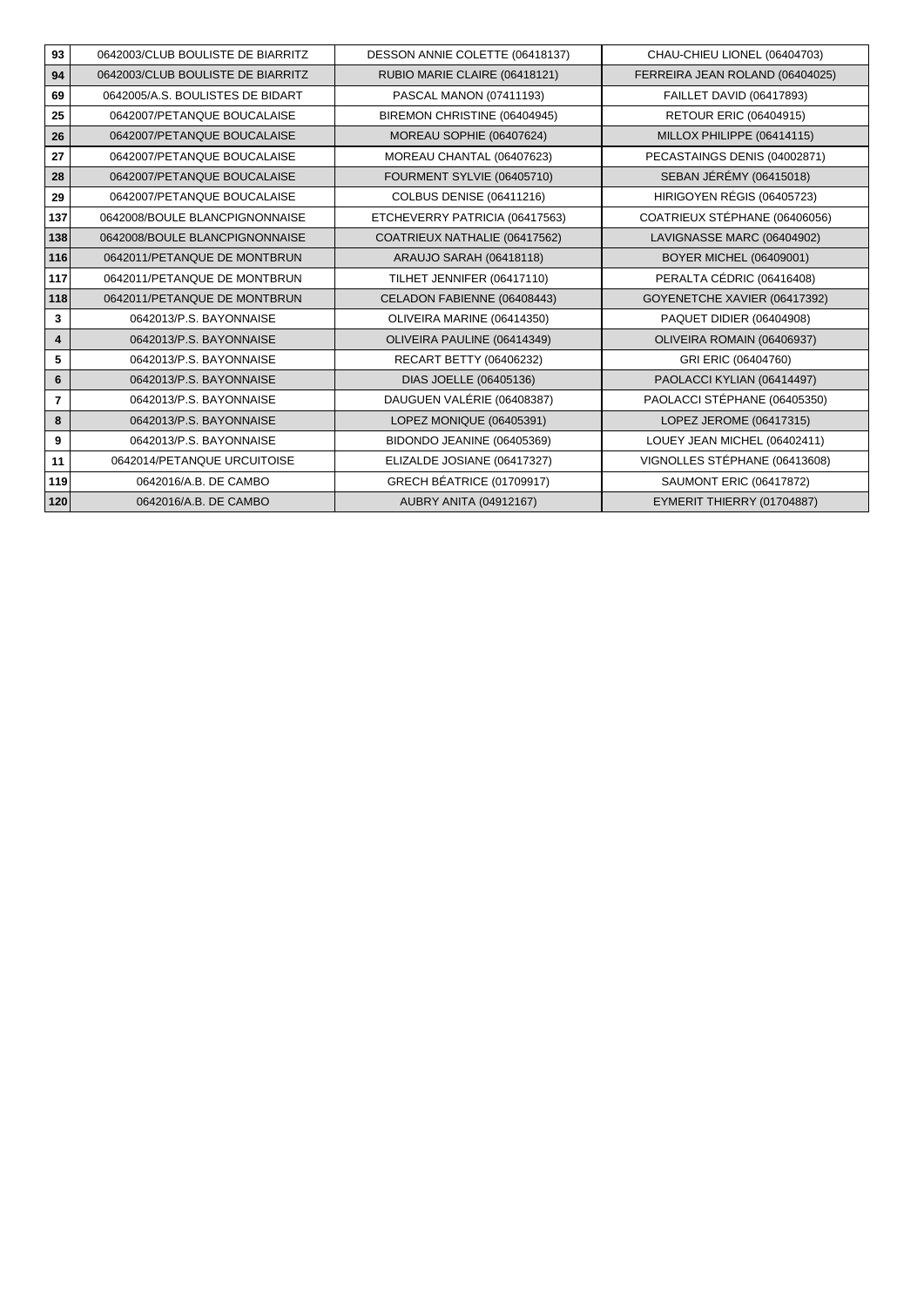| | | | |
|---|---|---|---|
| **93** | 0642003/CLUB BOULISTE DE BIARRITZ | DESSON ANNIE COLETTE (06418137) | CHAU-CHIEU LIONEL (06404703) |
| **94** | 0642003/CLUB BOULISTE DE BIARRITZ | RUBIO MARIE CLAIRE (06418121) | FERREIRA JEAN ROLAND (06404025) |
| **69** | 0642005/A.S. BOULISTES DE BIDART | PASCAL MANON (07411193) | FAILLET DAVID (06417893) |
| **25** | 0642007/PETANQUE BOUCALAISE | BIREMON CHRISTINE (06404945) | RETOUR ERIC (06404915) |
| **26** | 0642007/PETANQUE BOUCALAISE | MOREAU SOPHIE (06407624) | MILLOX PHILIPPE (06414115) |
| **27** | 0642007/PETANQUE BOUCALAISE | MOREAU CHANTAL (06407623) | PECASTAINGS DENIS (04002871) |
| **28** | 0642007/PETANQUE BOUCALAISE | FOURMENT SYLVIE (06405710) | SEBAN JÉRÉMY (06415018) |
| **29** | 0642007/PETANQUE BOUCALAISE | COLBUS DENISE (06411216) | HIRIGOYEN RÉGIS (06405723) |
| **137** | 0642008/BOULE BLANCPIGNONNAISE | ETCHEVERRY PATRICIA (06417563) | COATRIEUX STÉPHANE (06406056) |
| **138** | 0642008/BOULE BLANCPIGNONNAISE | COATRIEUX NATHALIE (06417562) | LAVIGNASSE MARC (06404902) |
| **116** | 0642011/PETANQUE DE MONTBRUN | ARAUJO SARAH (06418118) | BOYER MICHEL (06409001) |
| **117** | 0642011/PETANQUE DE MONTBRUN | TILHET JENNIFER (06417110) | PERALTA CÉDRIC (06416408) |
| **118** | 0642011/PETANQUE DE MONTBRUN | CELADON FABIENNE (06408443) | GOYENETCHE XAVIER (06417392) |
| **3** | 0642013/P.S. BAYONNAISE | OLIVEIRA MARINE (06414350) | PAQUET DIDIER (06404908) |
| **4** | 0642013/P.S. BAYONNAISE | OLIVEIRA PAULINE (06414349) | OLIVEIRA ROMAIN (06406937) |
| **5** | 0642013/P.S. BAYONNAISE | RECART BETTY (06406232) | GRI ERIC (06404760) |
| **6** | 0642013/P.S. BAYONNAISE | DIAS JOELLE (06405136) | PAOLACCI KYLIAN (06414497) |
| **7** | 0642013/P.S. BAYONNAISE | DAUGUEN VALÉRIE (06408387) | PAOLACCI STÉPHANE (06405350) |
| **8** | 0642013/P.S. BAYONNAISE | LOPEZ MONIQUE (06405391) | LOPEZ JEROME (06417315) |
| **9** | 0642013/P.S. BAYONNAISE | BIDONDO JEANINE (06405369) | LOUEY JEAN MICHEL (06402411) |
| **11** | 0642014/PETANQUE URCUITOISE | ELIZALDE JOSIANE (06417327) | VIGNOLLES STÉPHANE (06413608) |
| **119** | 0642016/A.B. DE CAMBO | GRECH BÉATRICE (01709917) | SAUMONT ERIC (06417872) |
| **120** | 0642016/A.B. DE CAMBO | AUBRY ANITA (04912167) | EYMERIT THIERRY (01704887) |